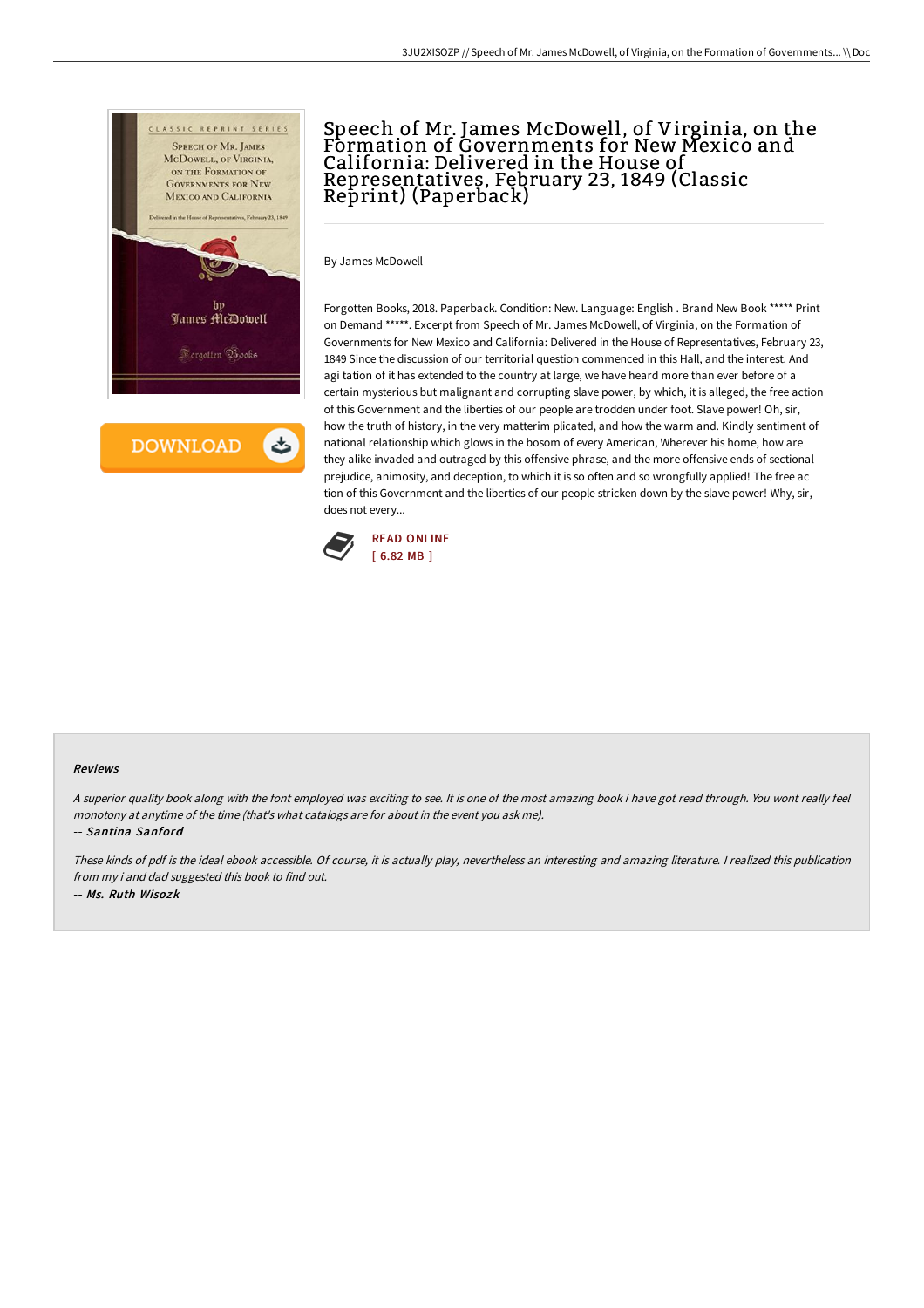# Speech of Mr. James McDowell, of Virginia, on the Formation of Governments for New Mexico and California: Delivered in the House of Representatives, February 23, 1849 (Classic Reprint) (Paperback)

By James McDowell

Forgotten Books, 2018. Paperback. Condition: New. Language: English . Brand New Book ***** Print on Demand *****. Excerpt from Speech of Mr. James McDowell, of Virginia, on the Formation of Governments for New Mexico and California: Delivered in the House of Representatives, February 23, 1849 Since the discussion of our territorial question commenced in this Hall, and the interest. And agi tation of it has extended to the country at large, we have heard more than ever before of a certain mysterious but malignant and corrupting slave power, by which, it is alleged, the free action of this Government and the liberties of our people are trodden under foot. Slave power! Oh, sir, how the truth of history, in the very matterim plicated, and how the warm and. Kindly sentiment of national relationship which glows in the bosom of every American, Wherever his home, how are they alike invaded and outraged by this offensive phrase, and the more offensive ends of sectional prejudice, animosity, and deception, to which it is so often and so wrongfully applied! The free ac tion of this Government and the liberties of our people stricken down by the slave power! Why, sir, does not every...

READ ONLINE
[ 6.82 MB ]

### Reviews

*A superior quality book along with the font employed was exciting to see. It is one of the most amazing book i have got read through. You wont really feel monotony at anytime of the time (that's what catalogs are for about in the event you ask me).*

-- *Santina Sanford*

*These kinds of pdf is the ideal ebook accessible. Of course, it is actually play, nevertheless an interesting and amazing literature. I realized this publication from my i and dad suggested this book to find out.*

-- *Ms. Ruth Wisozk*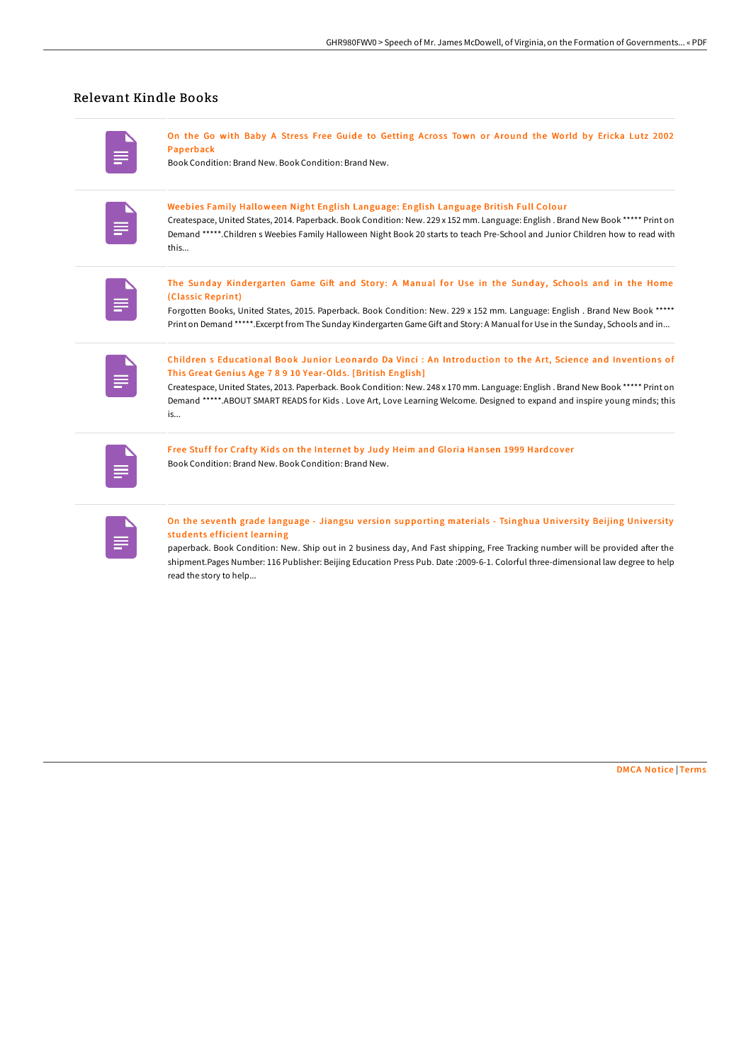## Relevant Kindle Books

**On the Go with Baby A Stress Free Guide to Getting Across Town or Around the World by Ericka Lutz 2002 Paperback**

Book Condition: Brand New. Book Condition: Brand New.

**Weebies Family Halloween Night English Language: English Language British Full Colour**

Createspace, United States, 2014. Paperback. Book Condition: New. 229 x 152 mm. Language: English . Brand New Book ***** Print on Demand *****.Children s Weebies Family Halloween Night Book 20 starts to teach Pre-School and Junior Children how to read with this...

**The Sunday Kindergarten Game Gift and Story: A Manual for Use in the Sunday, Schools and in the Home (Classic Reprint)**

Forgotten Books, United States, 2015. Paperback. Book Condition: New. 229 x 152 mm. Language: English . Brand New Book ***** Print on Demand *****.Excerpt from The Sunday Kindergarten Game Gift and Story: A Manual for Use in the Sunday, Schools and in...

**Children s Educational Book Junior Leonardo Da Vinci : An Introduction to the Art, Science and Inventions of This Great Genius Age 7 8 9 10 Year-Olds. [British English]**

Createspace, United States, 2013. Paperback. Book Condition: New. 248 x 170 mm. Language: English . Brand New Book ***** Print on Demand *****.ABOUT SMART READS for Kids . Love Art, Love Learning Welcome. Designed to expand and inspire young minds; this is...

**Free Stuff for Crafty Kids on the Internet by Judy Heim and Gloria Hansen 1999 Hardcover**

Book Condition: Brand New. Book Condition: Brand New.

**On the seventh grade language - Jiangsu version supporting materials - Tsinghua University Beijing University students efficient learning**

paperback. Book Condition: New. Ship out in 2 business day, And Fast shipping, Free Tracking number will be provided after the shipment.Pages Number: 116 Publisher: Beijing Education Press Pub. Date :2009-6-1. Colorful three-dimensional law degree to help read the story to help...